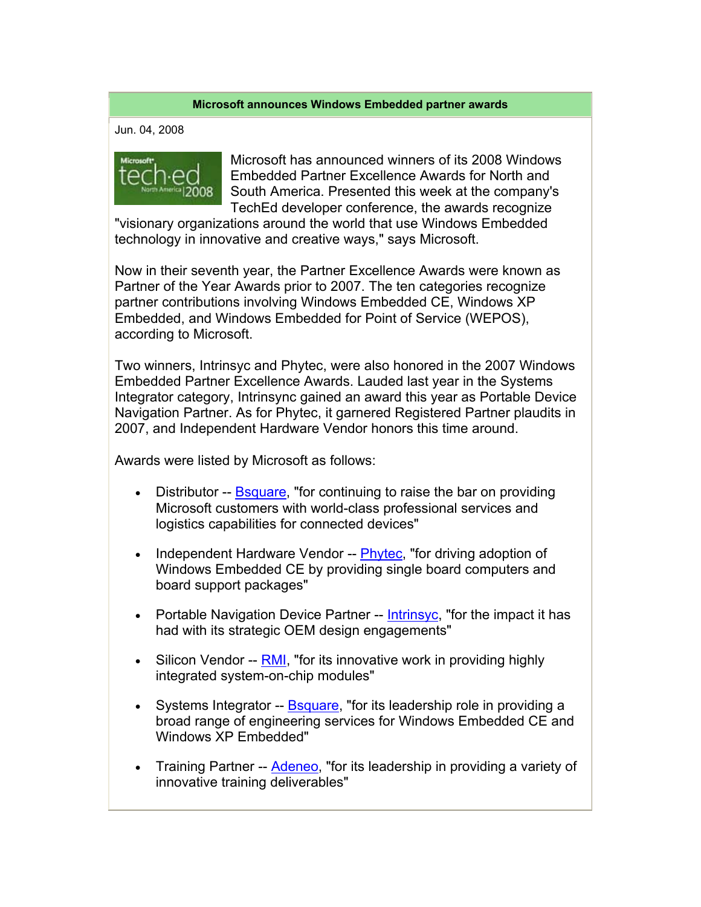## Microsoft announces Windows Embedded partner awards

Jun. 04, 2008

Microsoft has announced winners of its 2008 Windows Embedded Partner Excellence Awards for North and South America. Presented this week at the company's TechEd developer conference, the awards recognize "visionary organizations around the world that use Windows Embedded technology in innovative and creative ways," says Microsoft.

Now in their seventh year, the Partner Excellence Awards were known as Partner of the Year Awards prior to 2007. The ten categories recognize partner contributions involving Windows Embedded CE, Windows XP Embedded, and Windows Embedded for Point of Service (WEPOS), according to Microsoft.

Two winners, Intrinsyc and Phytec, were also honored in the 2007 Windows Embedded Partner Excellence Awards. Lauded last year in the Systems Integrator category, Intrinsync gained an award this year as Portable Device Navigation Partner. As for Phytec, it garnered Registered Partner plaudits in 2007, and Independent Hardware Vendor honors this time around.

Awards were listed by Microsoft as follows:

- Distributor -- Bsquare, "for continuing to raise the bar on providing Microsoft customers with world-class professional services and logistics capabilities for connected devices"
- Independent Hardware Vendor -- Phytec, "for driving adoption of Windows Embedded CE by providing single board computers and board support packages"
- Portable Navigation Device Partner -- Intrinsyc, "for the impact it has had with its strategic OEM design engagements"
- Silicon Vendor -- RMI, "for its innovative work in providing highly integrated system-on-chip modules"
- Systems Integrator -- Bsquare, "for its leadership role in providing a broad range of engineering services for Windows Embedded CE and Windows XP Embedded"
- Training Partner -- Adeneo, "for its leadership in providing a variety of innovative training deliverables"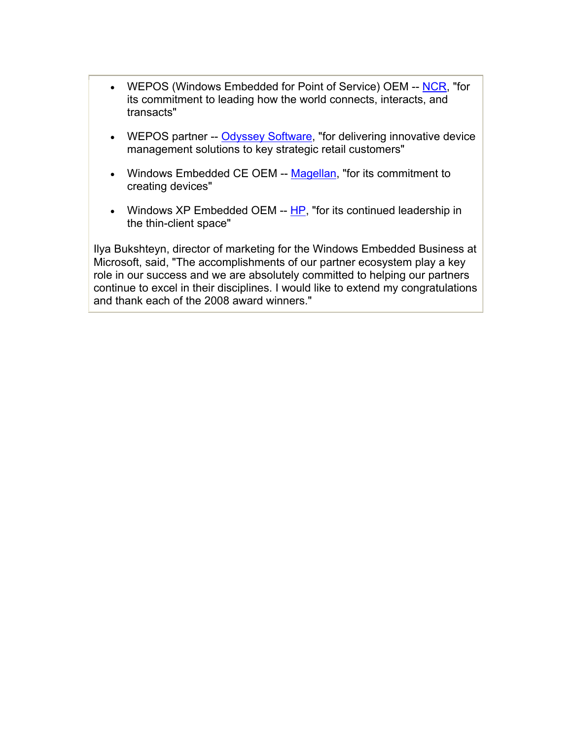- WEPOS (Windows Embedded for Point of Service) OEM -- NCR, "for its commitment to leading how the world connects, interacts, and transacts"

- WEPOS partner -- Odyssey Software, "for delivering innovative device management solutions to key strategic retail customers"

- Windows Embedded CE OEM -- Magellan, "for its commitment to creating devices"

- Windows XP Embedded OEM -- HP, "for its continued leadership in the thin-client space"

Ilya Bukshteyn, director of marketing for the Windows Embedded Business at Microsoft, said, "The accomplishments of our partner ecosystem play a key role in our success and we are absolutely committed to helping our partners continue to excel in their disciplines. I would like to extend my congratulations and thank each of the 2008 award winners."